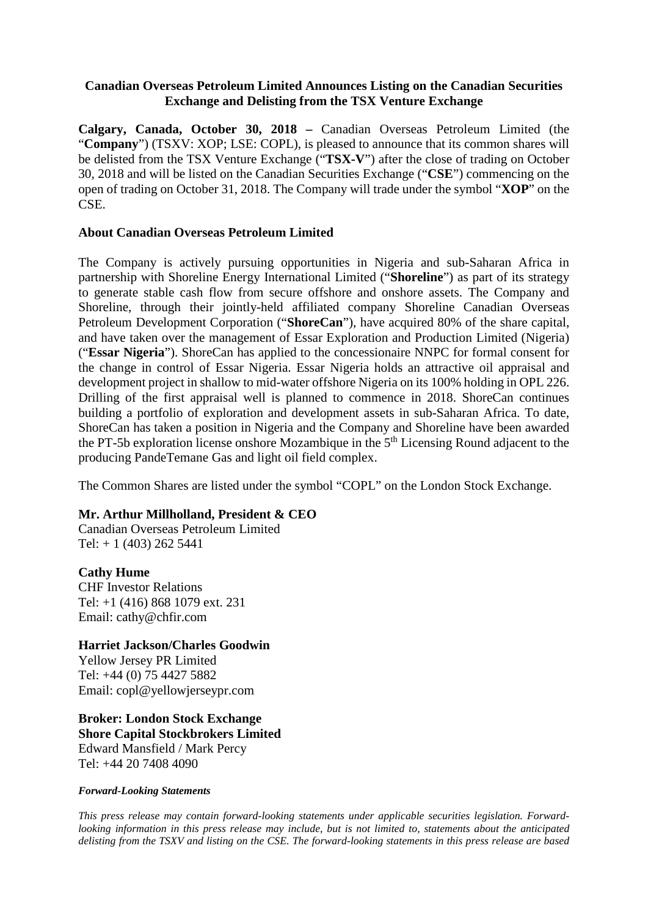# Canadian Overseas Petroleum Limited Announces Listing on the Canadian Securities Exchange and Delisting from the TSX Venture Exchange

**Calgary, Canada, October 30, 2018 –** Canadian Overseas Petroleum Limited (the "**Company**") (TSXV: XOP; LSE: COPL), is pleased to announce that its common shares will be delisted from the TSX Venture Exchange ("**TSX-V**") after the close of trading on October 30, 2018 and will be listed on the Canadian Securities Exchange ("**CSE**") commencing on the open of trading on October 31, 2018. The Company will trade under the symbol "**XOP**" on the CSE.

## About Canadian Overseas Petroleum Limited

The Company is actively pursuing opportunities in Nigeria and sub-Saharan Africa in partnership with Shoreline Energy International Limited ("**Shoreline**") as part of its strategy to generate stable cash flow from secure offshore and onshore assets. The Company and Shoreline, through their jointly-held affiliated company Shoreline Canadian Overseas Petroleum Development Corporation ("**ShoreCan**"), have acquired 80% of the share capital, and have taken over the management of Essar Exploration and Production Limited (Nigeria) ("**Essar Nigeria**"). ShoreCan has applied to the concessionaire NNPC for formal consent for the change in control of Essar Nigeria. Essar Nigeria holds an attractive oil appraisal and development project in shallow to mid-water offshore Nigeria on its 100% holding in OPL 226. Drilling of the first appraisal well is planned to commence in 2018. ShoreCan continues building a portfolio of exploration and development assets in sub-Saharan Africa. To date, ShoreCan has taken a position in Nigeria and the Company and Shoreline have been awarded the PT-5b exploration license onshore Mozambique in the 5th Licensing Round adjacent to the producing PandeTemane Gas and light oil field complex.

The Common Shares are listed under the symbol "COPL" on the London Stock Exchange.

**Mr. Arthur Millholland, President & CEO**
Canadian Overseas Petroleum Limited
Tel: + 1 (403) 262 5441

**Cathy Hume**
CHF Investor Relations
Tel: +1 (416) 868 1079 ext. 231
Email: cathy@chfir.com

**Harriet Jackson/Charles Goodwin**
Yellow Jersey PR Limited
Tel: +44 (0) 75 4427 5882
Email: copl@yellowjerseypr.com

**Broker: London Stock Exchange**
**Shore Capital Stockbrokers Limited**
Edward Mansfield / Mark Percy
Tel: +44 20 7408 4090

***Forward-Looking Statements***

*This press release may contain forward-looking statements under applicable securities legislation. Forward-looking information in this press release may include, but is not limited to, statements about the anticipated delisting from the TSXV and listing on the CSE. The forward-looking statements in this press release are based*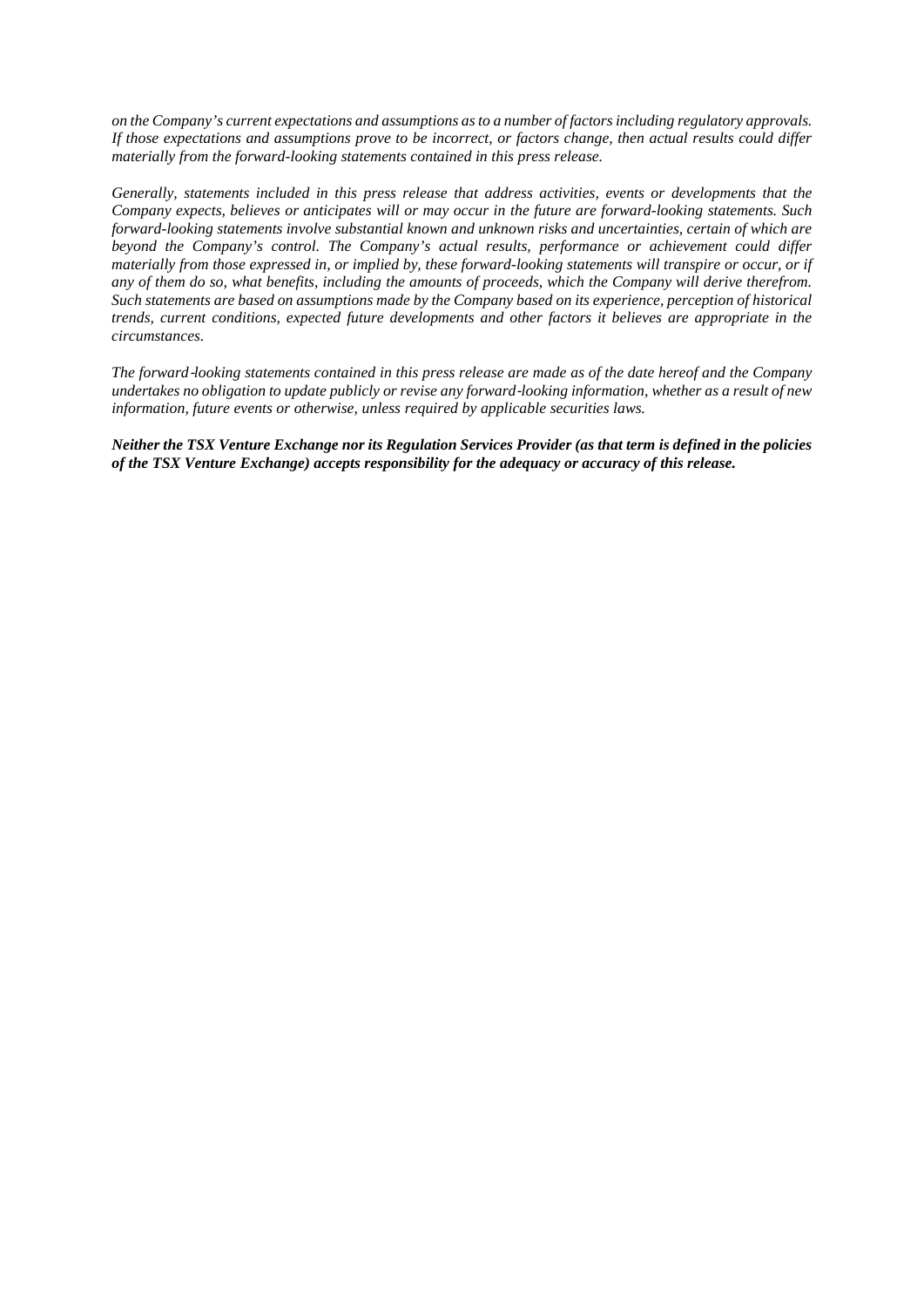*on the Company's current expectations and assumptions as to a number of factors including regulatory approvals. If those expectations and assumptions prove to be incorrect, or factors change, then actual results could differ materially from the forward-looking statements contained in this press release.*

*Generally, statements included in this press release that address activities, events or developments that the Company expects, believes or anticipates will or may occur in the future are forward-looking statements. Such forward-looking statements involve substantial known and unknown risks and uncertainties, certain of which are beyond the Company's control. The Company's actual results, performance or achievement could differ materially from those expressed in, or implied by, these forward-looking statements will transpire or occur, or if any of them do so, what benefits, including the amounts of proceeds, which the Company will derive therefrom. Such statements are based on assumptions made by the Company based on its experience, perception of historical trends, current conditions, expected future developments and other factors it believes are appropriate in the circumstances.*

*The forward-looking statements contained in this press release are made as of the date hereof and the Company undertakes no obligation to update publicly or revise any forward-looking information, whether as a result of new information, future events or otherwise, unless required by applicable securities laws.*

***Neither the TSX Venture Exchange nor its Regulation Services Provider (as that term is defined in the policies of the TSX Venture Exchange) accepts responsibility for the adequacy or accuracy of this release.***